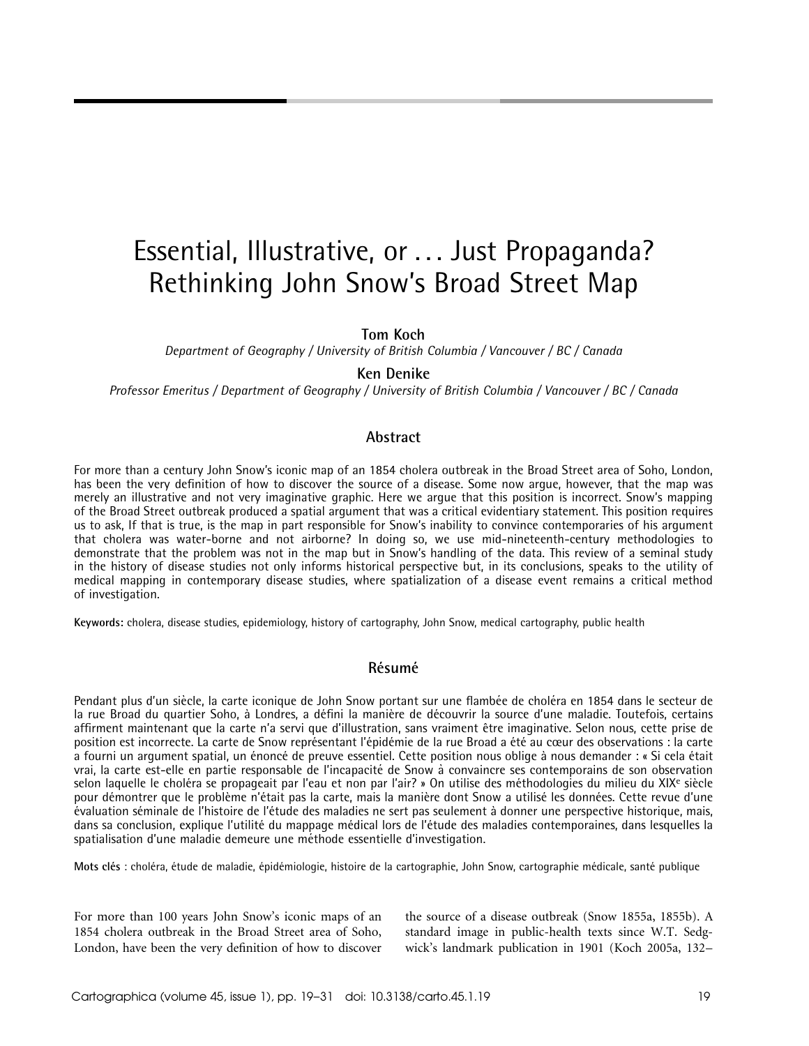# Essential, Illustrative, or … Just Propaganda? Rethinking John Snow's Broad Street Map

**Tom Koch**
*Department of Geography / University of British Columbia / Vancouver / BC / Canada*

**Ken Denike**
*Professor Emeritus / Department of Geography / University of British Columbia / Vancouver / BC / Canada*

## Abstract

For more than a century John Snow's iconic map of an 1854 cholera outbreak in the Broad Street area of Soho, London, has been the very definition of how to discover the source of a disease. Some now argue, however, that the map was merely an illustrative and not very imaginative graphic. Here we argue that this position is incorrect. Snow's mapping of the Broad Street outbreak produced a spatial argument that was a critical evidentiary statement. This position requires us to ask, If that is true, is the map in part responsible for Snow's inability to convince contemporaries of his argument that cholera was water-borne and not airborne? In doing so, we use mid-nineteenth-century methodologies to demonstrate that the problem was not in the map but in Snow's handling of the data. This review of a seminal study in the history of disease studies not only informs historical perspective but, in its conclusions, speaks to the utility of medical mapping in contemporary disease studies, where spatialization of a disease event remains a critical method of investigation.

**Keywords:** cholera, disease studies, epidemiology, history of cartography, John Snow, medical cartography, public health

## Résumé

Pendant plus d'un siècle, la carte iconique de John Snow portant sur une flambée de choléra en 1854 dans le secteur de la rue Broad du quartier Soho, à Londres, a défini la manière de découvrir la source d'une maladie. Toutefois, certains affirment maintenant que la carte n'a servi que d'illustration, sans vraiment être imaginative. Selon nous, cette prise de position est incorrecte. La carte de Snow représentant l'épidémie de la rue Broad a été au cœur des observations : la carte a fourni un argument spatial, un énoncé de preuve essentiel. Cette position nous oblige à nous demander : « Si cela était vrai, la carte est-elle en partie responsable de l'incapacité de Snow à convaincre ses contemporains de son observation selon laquelle le choléra se propageait par l'eau et non par l'air? » On utilise des méthodologies du milieu du XIX[e] siècle pour démontrer que le problème n'était pas la carte, mais la manière dont Snow a utilisé les données. Cette revue d'une évaluation séminale de l'histoire de l'étude des maladies ne sert pas seulement à donner une perspective historique, mais, dans sa conclusion, explique l'utilité du mappage médical lors de l'étude des maladies contemporaines, dans lesquelles la spatialisation d'une maladie demeure une méthode essentielle d'investigation.

**Mots clés** : choléra, étude de maladie, épidémiologie, histoire de la cartographie, John Snow, cartographie médicale, santé publique

For more than 100 years John Snow's iconic maps of an 1854 cholera outbreak in the Broad Street area of Soho, London, have been the very definition of how to discover the source of a disease outbreak (Snow 1855a, 1855b). A standard image in public-health texts since W.T. Sedgwick's landmark publication in 1901 (Koch 2005a, 132–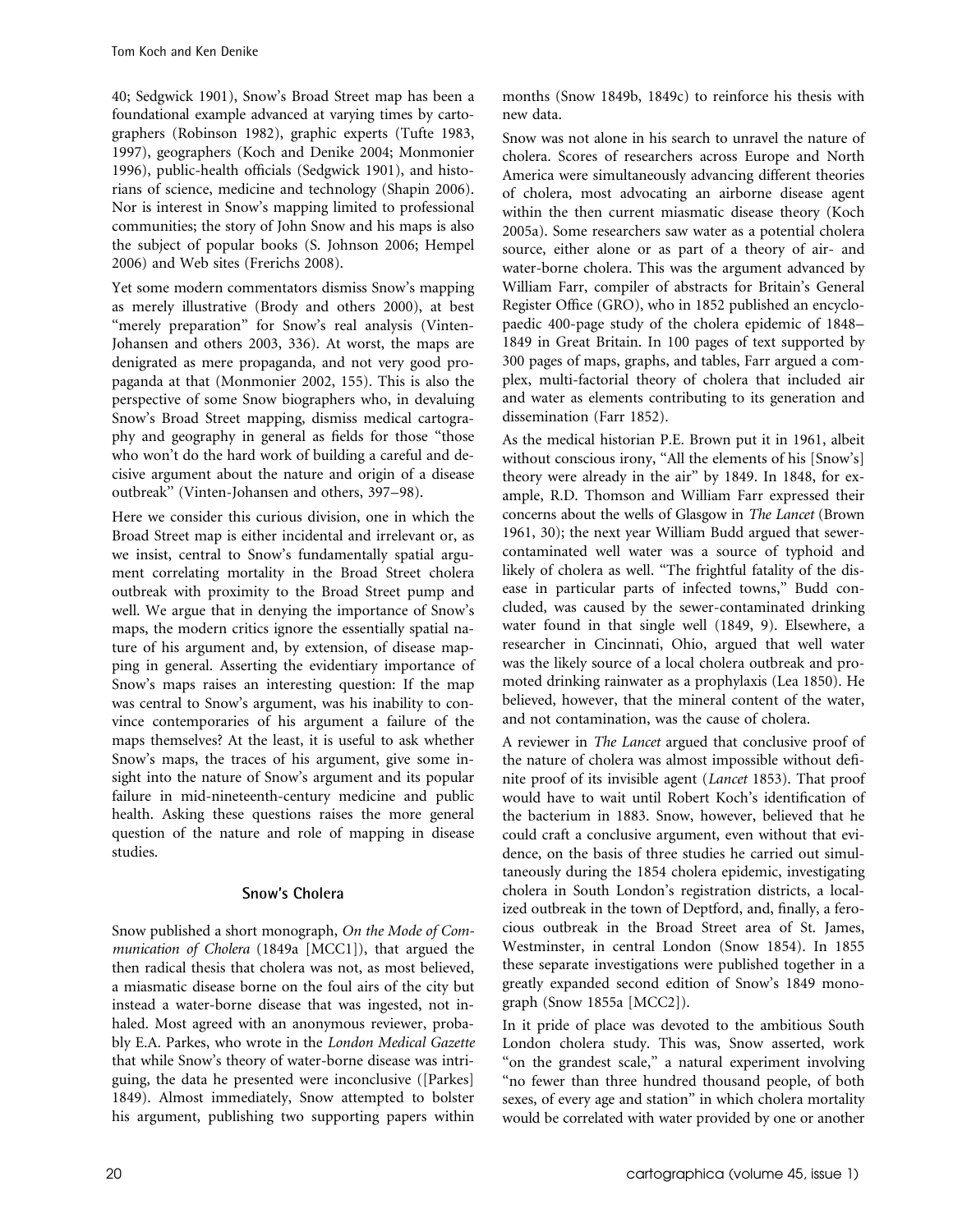40; Sedgwick 1901), Snow's Broad Street map has been a foundational example advanced at varying times by cartographers (Robinson 1982), graphic experts (Tufte 1983, 1997), geographers (Koch and Denike 2004; Monmonier 1996), public-health officials (Sedgwick 1901), and historians of science, medicine and technology (Shapin 2006). Nor is interest in Snow's mapping limited to professional communities; the story of John Snow and his maps is also the subject of popular books (S. Johnson 2006; Hempel 2006) and Web sites (Frerichs 2008).

Yet some modern commentators dismiss Snow's mapping as merely illustrative (Brody and others 2000), at best "merely preparation" for Snow's real analysis (Vinten-Johansen and others 2003, 336). At worst, the maps are denigrated as mere propaganda, and not very good propaganda at that (Monmonier 2002, 155). This is also the perspective of some Snow biographers who, in devaluing Snow's Broad Street mapping, dismiss medical cartography and geography in general as fields for those "those who won't do the hard work of building a careful and decisive argument about the nature and origin of a disease outbreak" (Vinten-Johansen and others, 397–98).

Here we consider this curious division, one in which the Broad Street map is either incidental and irrelevant or, as we insist, central to Snow's fundamentally spatial argument correlating mortality in the Broad Street cholera outbreak with proximity to the Broad Street pump and well. We argue that in denying the importance of Snow's maps, the modern critics ignore the essentially spatial nature of his argument and, by extension, of disease mapping in general. Asserting the evidentiary importance of Snow's maps raises an interesting question: If the map was central to Snow's argument, was his inability to convince contemporaries of his argument a failure of the maps themselves? At the least, it is useful to ask whether Snow's maps, the traces of his argument, give some insight into the nature of Snow's argument and its popular failure in mid-nineteenth-century medicine and public health. Asking these questions raises the more general question of the nature and role of mapping in disease studies.

## Snow's Cholera

Snow published a short monograph, *On the Mode of Communication of Cholera* (1849a [MCC1]), that argued the then radical thesis that cholera was not, as most believed, a miasmatic disease borne on the foul airs of the city but instead a water-borne disease that was ingested, not inhaled. Most agreed with an anonymous reviewer, probably E.A. Parkes, who wrote in the *London Medical Gazette* that while Snow's theory of water-borne disease was intriguing, the data he presented were inconclusive ([Parkes] 1849). Almost immediately, Snow attempted to bolster his argument, publishing two supporting papers within months (Snow 1849b, 1849c) to reinforce his thesis with new data.

Snow was not alone in his search to unravel the nature of cholera. Scores of researchers across Europe and North America were simultaneously advancing different theories of cholera, most advocating an airborne disease agent within the then current miasmatic disease theory (Koch 2005a). Some researchers saw water as a potential cholera source, either alone or as part of a theory of air- and water-borne cholera. This was the argument advanced by William Farr, compiler of abstracts for Britain's General Register Office (GRO), who in 1852 published an encyclopaedic 400-page study of the cholera epidemic of 1848–1849 in Great Britain. In 100 pages of text supported by 300 pages of maps, graphs, and tables, Farr argued a complex, multi-factorial theory of cholera that included air and water as elements contributing to its generation and dissemination (Farr 1852).

As the medical historian P.E. Brown put it in 1961, albeit without conscious irony, "All the elements of his [Snow's] theory were already in the air" by 1849. In 1848, for example, R.D. Thomson and William Farr expressed their concerns about the wells of Glasgow in *The Lancet* (Brown 1961, 30); the next year William Budd argued that sewer-contaminated well water was a source of typhoid and likely of cholera as well. "The frightful fatality of the disease in particular parts of infected towns," Budd concluded, was caused by the sewer-contaminated drinking water found in that single well (1849, 9). Elsewhere, a researcher in Cincinnati, Ohio, argued that well water was the likely source of a local cholera outbreak and promoted drinking rainwater as a prophylaxis (Lea 1850). He believed, however, that the mineral content of the water, and not contamination, was the cause of cholera.

A reviewer in *The Lancet* argued that conclusive proof of the nature of cholera was almost impossible without definite proof of its invisible agent (*Lancet* 1853). That proof would have to wait until Robert Koch's identification of the bacterium in 1883. Snow, however, believed that he could craft a conclusive argument, even without that evidence, on the basis of three studies he carried out simultaneously during the 1854 cholera epidemic, investigating cholera in South London's registration districts, a localized outbreak in the town of Deptford, and, finally, a ferocious outbreak in the Broad Street area of St. James, Westminster, in central London (Snow 1854). In 1855 these separate investigations were published together in a greatly expanded second edition of Snow's 1849 monograph (Snow 1855a [MCC2]).

In it pride of place was devoted to the ambitious South London cholera study. This was, Snow asserted, work "on the grandest scale," a natural experiment involving "no fewer than three hundred thousand people, of both sexes, of every age and station" in which cholera mortality would be correlated with water provided by one or another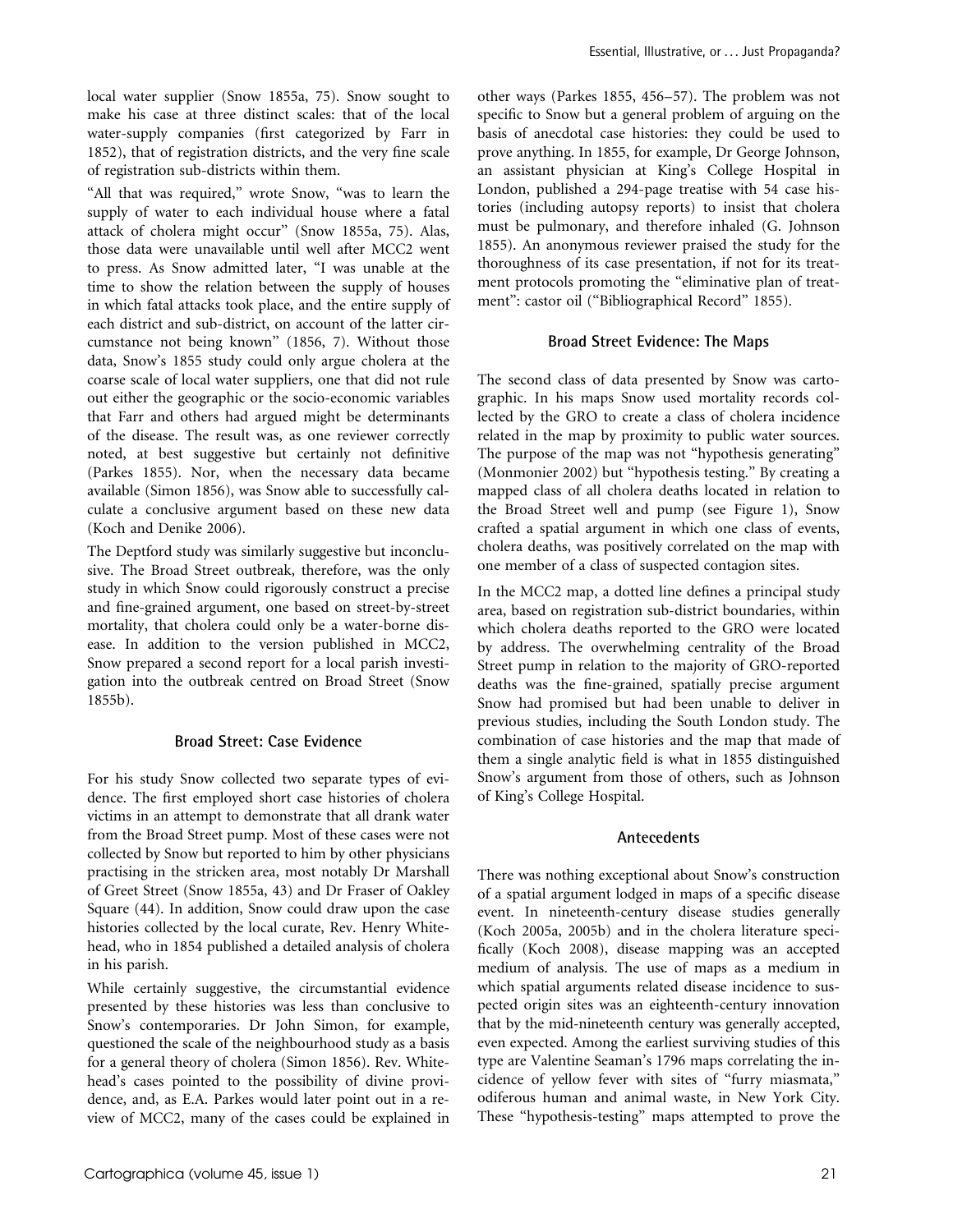local water supplier (Snow 1855a, 75). Snow sought to make his case at three distinct scales: that of the local water-supply companies (first categorized by Farr in 1852), that of registration districts, and the very fine scale of registration sub-districts within them.

"All that was required," wrote Snow, "was to learn the supply of water to each individual house where a fatal attack of cholera might occur" (Snow 1855a, 75). Alas, those data were unavailable until well after MCC2 went to press. As Snow admitted later, "I was unable at the time to show the relation between the supply of houses in which fatal attacks took place, and the entire supply of each district and sub-district, on account of the latter circumstance not being known" (1856, 7). Without those data, Snow's 1855 study could only argue cholera at the coarse scale of local water suppliers, one that did not rule out either the geographic or the socio-economic variables that Farr and others had argued might be determinants of the disease. The result was, as one reviewer correctly noted, at best suggestive but certainly not definitive (Parkes 1855). Nor, when the necessary data became available (Simon 1856), was Snow able to successfully calculate a conclusive argument based on these new data (Koch and Denike 2006).

The Deptford study was similarly suggestive but inconclusive. The Broad Street outbreak, therefore, was the only study in which Snow could rigorously construct a precise and fine-grained argument, one based on street-by-street mortality, that cholera could only be a water-borne disease. In addition to the version published in MCC2, Snow prepared a second report for a local parish investigation into the outbreak centred on Broad Street (Snow 1855b).

### Broad Street: Case Evidence

For his study Snow collected two separate types of evidence. The first employed short case histories of cholera victims in an attempt to demonstrate that all drank water from the Broad Street pump. Most of these cases were not collected by Snow but reported to him by other physicians practising in the stricken area, most notably Dr Marshall of Greet Street (Snow 1855a, 43) and Dr Fraser of Oakley Square (44). In addition, Snow could draw upon the case histories collected by the local curate, Rev. Henry Whitehead, who in 1854 published a detailed analysis of cholera in his parish.

While certainly suggestive, the circumstantial evidence presented by these histories was less than conclusive to Snow's contemporaries. Dr John Simon, for example, questioned the scale of the neighbourhood study as a basis for a general theory of cholera (Simon 1856). Rev. Whitehead's cases pointed to the possibility of divine providence, and, as E.A. Parkes would later point out in a review of MCC2, many of the cases could be explained in other ways (Parkes 1855, 456–57). The problem was not specific to Snow but a general problem of arguing on the basis of anecdotal case histories: they could be used to prove anything. In 1855, for example, Dr George Johnson, an assistant physician at King's College Hospital in London, published a 294-page treatise with 54 case histories (including autopsy reports) to insist that cholera must be pulmonary, and therefore inhaled (G. Johnson 1855). An anonymous reviewer praised the study for the thoroughness of its case presentation, if not for its treatment protocols promoting the "eliminative plan of treatment": castor oil ("Bibliographical Record" 1855).

### Broad Street Evidence: The Maps

The second class of data presented by Snow was cartographic. In his maps Snow used mortality records collected by the GRO to create a class of cholera incidence related in the map by proximity to public water sources. The purpose of the map was not "hypothesis generating" (Monmonier 2002) but "hypothesis testing." By creating a mapped class of all cholera deaths located in relation to the Broad Street well and pump (see Figure 1), Snow crafted a spatial argument in which one class of events, cholera deaths, was positively correlated on the map with one member of a class of suspected contagion sites.

In the MCC2 map, a dotted line defines a principal study area, based on registration sub-district boundaries, within which cholera deaths reported to the GRO were located by address. The overwhelming centrality of the Broad Street pump in relation to the majority of GRO-reported deaths was the fine-grained, spatially precise argument Snow had promised but had been unable to deliver in previous studies, including the South London study. The combination of case histories and the map that made of them a single analytic field is what in 1855 distinguished Snow's argument from those of others, such as Johnson of King's College Hospital.

### Antecedents

There was nothing exceptional about Snow's construction of a spatial argument lodged in maps of a specific disease event. In nineteenth-century disease studies generally (Koch 2005a, 2005b) and in the cholera literature specifically (Koch 2008), disease mapping was an accepted medium of analysis. The use of maps as a medium in which spatial arguments related disease incidence to suspected origin sites was an eighteenth-century innovation that by the mid-nineteenth century was generally accepted, even expected. Among the earliest surviving studies of this type are Valentine Seaman's 1796 maps correlating the incidence of yellow fever with sites of "furry miasmata," odiferous human and animal waste, in New York City. These "hypothesis-testing" maps attempted to prove the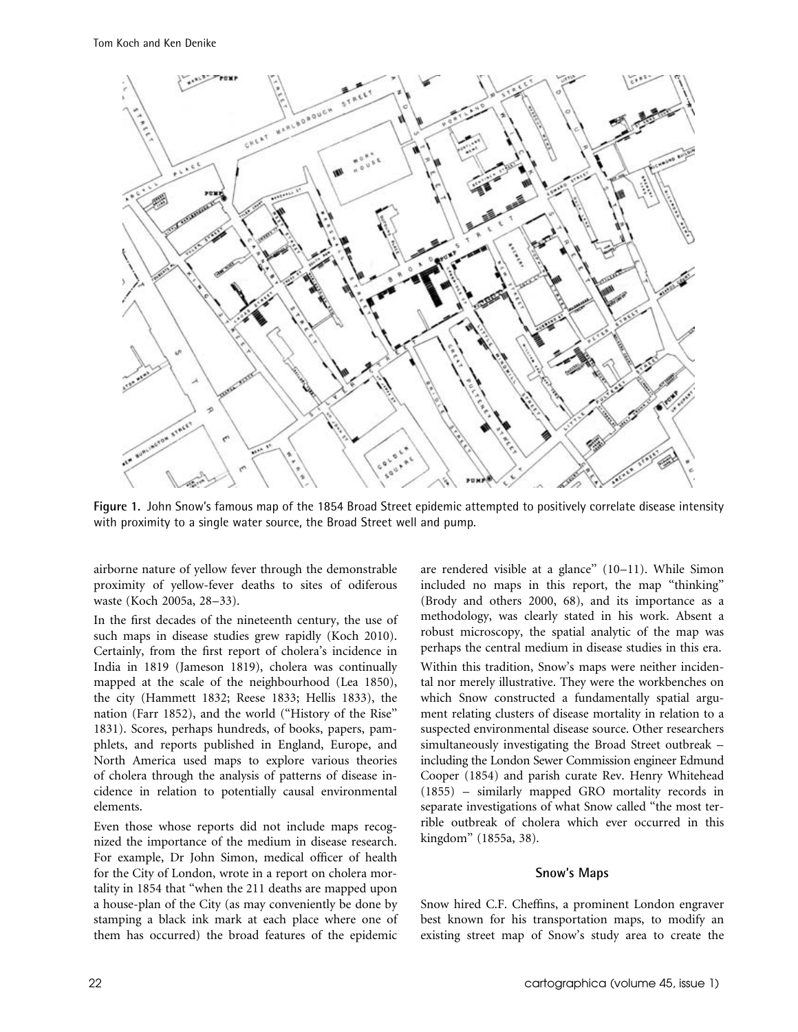Figure 1. John Snow's famous map of the 1854 Broad Street epidemic attempted to positively correlate disease intensity with proximity to a single water source, the Broad Street well and pump.

airborne nature of yellow fever through the demonstrable proximity of yellow-fever deaths to sites of odiferous waste (Koch 2005a, 28–33).

In the first decades of the nineteenth century, the use of such maps in disease studies grew rapidly (Koch 2010). Certainly, from the first report of cholera's incidence in India in 1819 (Jameson 1819), cholera was continually mapped at the scale of the neighbourhood (Lea 1850), the city (Hammett 1832; Reese 1833; Hellis 1833), the nation (Farr 1852), and the world ("History of the Rise" 1831). Scores, perhaps hundreds, of books, papers, pamphlets, and reports published in England, Europe, and North America used maps to explore various theories of cholera through the analysis of patterns of disease incidence in relation to potentially causal environmental elements.

Even those whose reports did not include maps recognized the importance of the medium in disease research. For example, Dr John Simon, medical officer of health for the City of London, wrote in a report on cholera mortality in 1854 that "when the 211 deaths are mapped upon a house-plan of the City (as may conveniently be done by stamping a black ink mark at each place where one of them has occurred) the broad features of the epidemic are rendered visible at a glance" (10–11). While Simon included no maps in this report, the map "thinking" (Brody and others 2000, 68), and its importance as a methodology, was clearly stated in his work. Absent a robust microscopy, the spatial analytic of the map was perhaps the central medium in disease studies in this era.

Within this tradition, Snow's maps were neither incidental nor merely illustrative. They were the workbenches on which Snow constructed a fundamentally spatial argument relating clusters of disease mortality in relation to a suspected environmental disease source. Other researchers simultaneously investigating the Broad Street outbreak – including the London Sewer Commission engineer Edmund Cooper (1854) and parish curate Rev. Henry Whitehead (1855) – similarly mapped GRO mortality records in separate investigations of what Snow called "the most terrible outbreak of cholera which ever occurred in this kingdom" (1855a, 38).

### Snow's Maps

Snow hired C.F. Cheffins, a prominent London engraver best known for his transportation maps, to modify an existing street map of Snow's study area to create the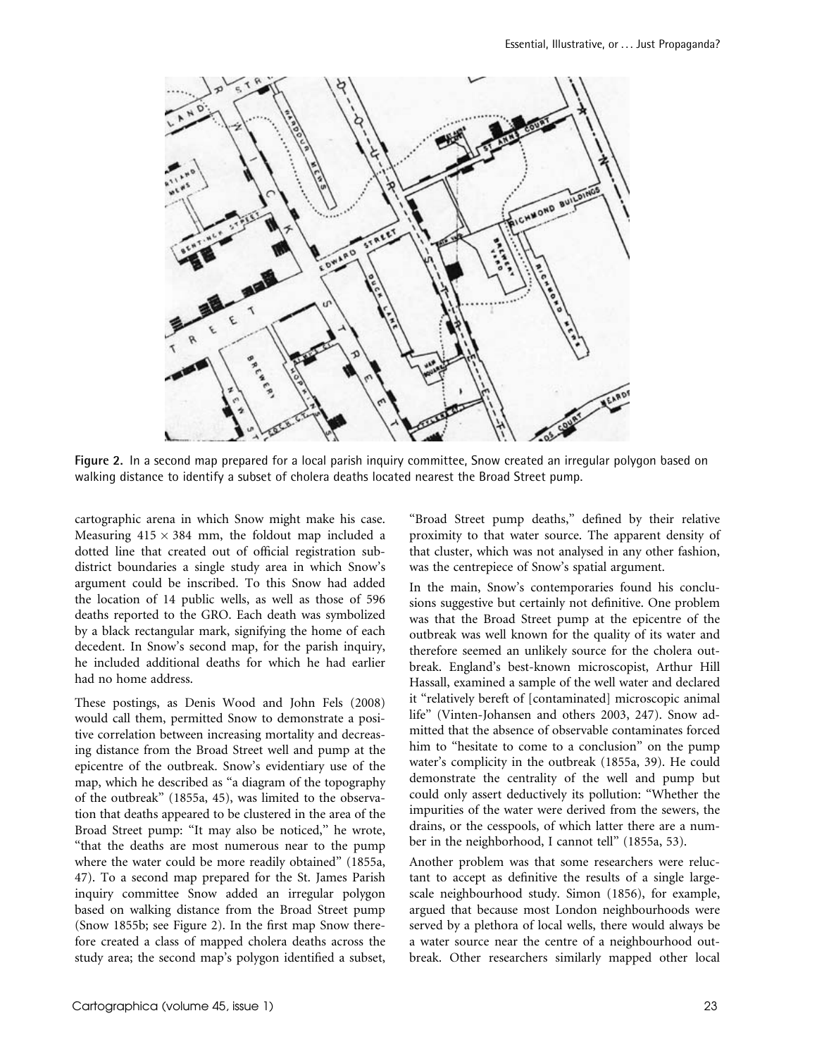**Figure 2.** In a second map prepared for a local parish inquiry committee, Snow created an irregular polygon based on walking distance to identify a subset of cholera deaths located nearest the Broad Street pump.

cartographic arena in which Snow might make his case. Measuring 415 × 384 mm, the foldout map included a dotted line that created out of official registration subdistrict boundaries a single study area in which Snow's argument could be inscribed. To this Snow had added the location of 14 public wells, as well as those of 596 deaths reported to the GRO. Each death was symbolized by a black rectangular mark, signifying the home of each decedent. In Snow's second map, for the parish inquiry, he included additional deaths for which he had earlier had no home address.

These postings, as Denis Wood and John Fels (2008) would call them, permitted Snow to demonstrate a positive correlation between increasing mortality and decreasing distance from the Broad Street well and pump at the epicentre of the outbreak. Snow's evidentiary use of the map, which he described as "a diagram of the topography of the outbreak" (1855a, 45), was limited to the observation that deaths appeared to be clustered in the area of the Broad Street pump: "It may also be noticed," he wrote, "that the deaths are most numerous near to the pump where the water could be more readily obtained" (1855a, 47). To a second map prepared for the St. James Parish inquiry committee Snow added an irregular polygon based on walking distance from the Broad Street pump (Snow 1855b; see Figure 2). In the first map Snow therefore created a class of mapped cholera deaths across the study area; the second map's polygon identified a subset, "Broad Street pump deaths," defined by their relative proximity to that water source. The apparent density of that cluster, which was not analysed in any other fashion, was the centrepiece of Snow's spatial argument.

In the main, Snow's contemporaries found his conclusions suggestive but certainly not definitive. One problem was that the Broad Street pump at the epicentre of the outbreak was well known for the quality of its water and therefore seemed an unlikely source for the cholera outbreak. England's best-known microscopist, Arthur Hill Hassall, examined a sample of the well water and declared it "relatively bereft of [contaminated] microscopic animal life" (Vinten-Johansen and others 2003, 247). Snow admitted that the absence of observable contaminates forced him to "hesitate to come to a conclusion" on the pump water's complicity in the outbreak (1855a, 39). He could demonstrate the centrality of the well and pump but could only assert deductively its pollution: "Whether the impurities of the water were derived from the sewers, the drains, or the cesspools, of which latter there are a number in the neighborhood, I cannot tell" (1855a, 53).

Another problem was that some researchers were reluctant to accept as definitive the results of a single large-scale neighbourhood study. Simon (1856), for example, argued that because most London neighbourhoods were served by a plethora of local wells, there would always be a water source near the centre of a neighbourhood outbreak. Other researchers similarly mapped other local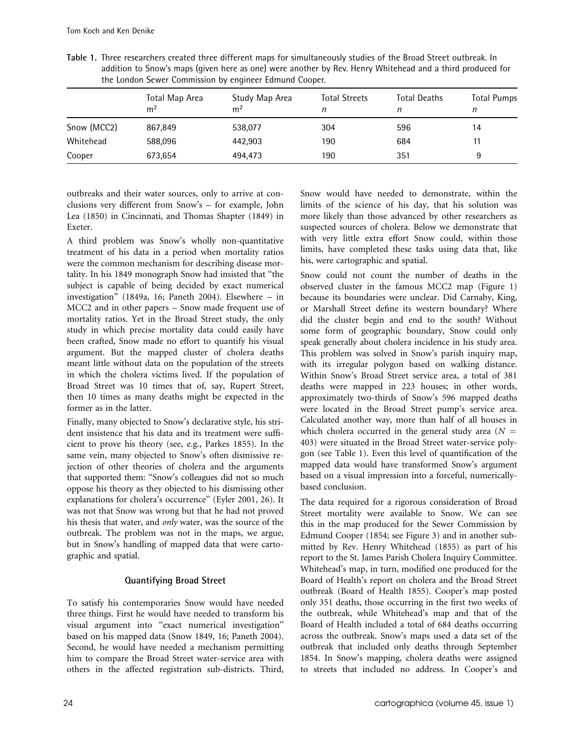**Table 1.** Three researchers created three different maps for simultaneously studies of the Broad Street outbreak. In addition to Snow's maps (given here as one) were another by Rev. Henry Whitehead and a third produced for the London Sewer Commission by engineer Edmund Cooper.

| | Total Map Area $m^2$ | Study Map Area $m^2$ | Total Streets $n$ | Total Deaths $n$ | Total Pumps $n$ |
|---|---|---|---|---|---|
| Snow (MCC2) | 867,849 | 538,077 | 304 | 596 | 14 |
| Whitehead | 588,096 | 442,903 | 190 | 684 | 11 |
| Cooper | 673,654 | 494,473 | 190 | 351 | 9 |

outbreaks and their water sources, only to arrive at conclusions very different from Snow's – for example, John Lea (1850) in Cincinnati, and Thomas Shapter (1849) in Exeter.

A third problem was Snow's wholly non-quantitative treatment of his data in a period when mortality ratios were the common mechanism for describing disease mortality. In his 1849 monograph Snow had insisted that "the subject is capable of being decided by exact numerical investigation" (1849a, 16; Paneth 2004). Elsewhere – in MCC2 and in other papers – Snow made frequent use of mortality ratios. Yet in the Broad Street study, the only study in which precise mortality data could easily have been crafted, Snow made no effort to quantify his visual argument. But the mapped cluster of cholera deaths meant little without data on the population of the streets in which the cholera victims lived. If the population of Broad Street was 10 times that of, say, Rupert Street, then 10 times as many deaths might be expected in the former as in the latter.

Finally, many objected to Snow's declarative style, his strident insistence that his data and its treatment were sufficient to prove his theory (see, e.g., Parkes 1855). In the same vein, many objected to Snow's often dismissive rejection of other theories of cholera and the arguments that supported them: "Snow's colleagues did not so much oppose his theory as they objected to his dismissing other explanations for cholera's occurrence" (Eyler 2001, 26). It was not that Snow was wrong but that he had not proved his thesis that water, and *only* water, was the source of the outbreak. The problem was not in the maps, we argue, but in Snow's handling of mapped data that were cartographic and spatial.

## Quantifying Broad Street

To satisfy his contemporaries Snow would have needed three things. First he would have needed to transform his visual argument into "exact numerical investigation" based on his mapped data (Snow 1849, 16; Paneth 2004). Second, he would have needed a mechanism permitting him to compare the Broad Street water-service area with others in the affected registration sub-districts. Third, Snow would have needed to demonstrate, within the limits of the science of his day, that his solution was more likely than those advanced by other researchers as suspected sources of cholera. Below we demonstrate that with very little extra effort Snow could, within those limits, have completed these tasks using data that, like his, were cartographic and spatial.

Snow could not count the number of deaths in the observed cluster in the famous MCC2 map (Figure 1) because its boundaries were unclear. Did Carnaby, King, or Marshall Street define its western boundary? Where did the cluster begin and end to the south? Without some form of geographic boundary, Snow could only speak generally about cholera incidence in his study area. This problem was solved in Snow's parish inquiry map, with its irregular polygon based on walking distance. Within Snow's Broad Street service area, a total of 381 deaths were mapped in 223 houses; in other words, approximately two-thirds of Snow's 596 mapped deaths were located in the Broad Street pump's service area. Calculated another way, more than half of all houses in which cholera occurred in the general study area ($N$ = 403) were situated in the Broad Street water-service polygon (see Table 1). Even this level of quantification of the mapped data would have transformed Snow's argument based on a visual impression into a forceful, numerically-based conclusion.

The data required for a rigorous consideration of Broad Street mortality were available to Snow. We can see this in the map produced for the Sewer Commission by Edmund Cooper (1854; see Figure 3) and in another submitted by Rev. Henry Whitehead (1855) as part of his report to the St. James Parish Cholera Inquiry Committee. Whitehead's map, in turn, modified one produced for the Board of Health's report on cholera and the Broad Street outbreak (Board of Health 1855). Cooper's map posted only 351 deaths, those occurring in the first two weeks of the outbreak, while Whitehead's map and that of the Board of Health included a total of 684 deaths occurring across the outbreak. Snow's maps used a data set of the outbreak that included only deaths through September 1854. In Snow's mapping, cholera deaths were assigned to streets that included no address. In Cooper's and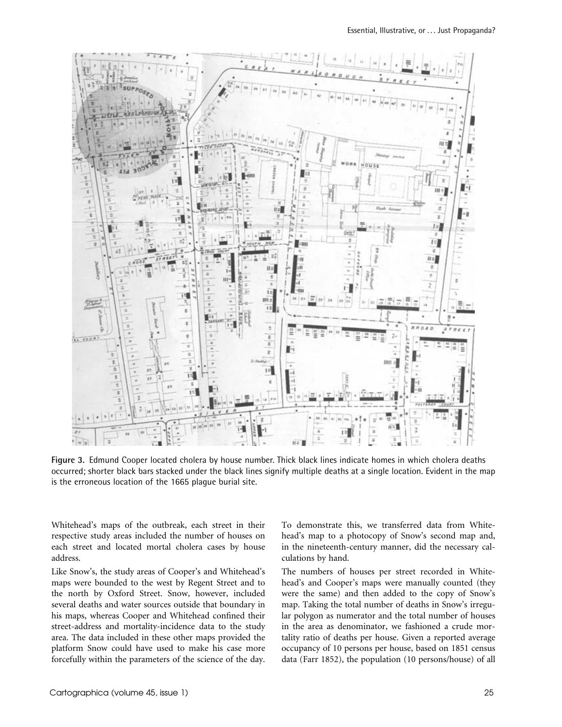**Figure 3.** Edmund Cooper located cholera by house number. Thick black lines indicate homes in which cholera deaths occurred; shorter black bars stacked under the black lines signify multiple deaths at a single location. Evident in the map is the erroneous location of the 1665 plague burial site.

Whitehead's maps of the outbreak, each street in their respective study areas included the number of houses on each street and located mortal cholera cases by house address.

Like Snow's, the study areas of Cooper's and Whitehead's maps were bounded to the west by Regent Street and to the north by Oxford Street. Snow, however, included several deaths and water sources outside that boundary in his maps, whereas Cooper and Whitehead confined their street-address and mortality-incidence data to the study area. The data included in these other maps provided the platform Snow could have used to make his case more forcefully within the parameters of the science of the day. To demonstrate this, we transferred data from Whitehead's map to a photocopy of Snow's second map and, in the nineteenth-century manner, did the necessary calculations by hand.

The numbers of houses per street recorded in Whitehead's and Cooper's maps were manually counted (they were the same) and then added to the copy of Snow's map. Taking the total number of deaths in Snow's irregular polygon as numerator and the total number of houses in the area as denominator, we fashioned a crude mortality ratio of deaths per house. Given a reported average occupancy of 10 persons per house, based on 1851 census data (Farr 1852), the population (10 persons/house) of all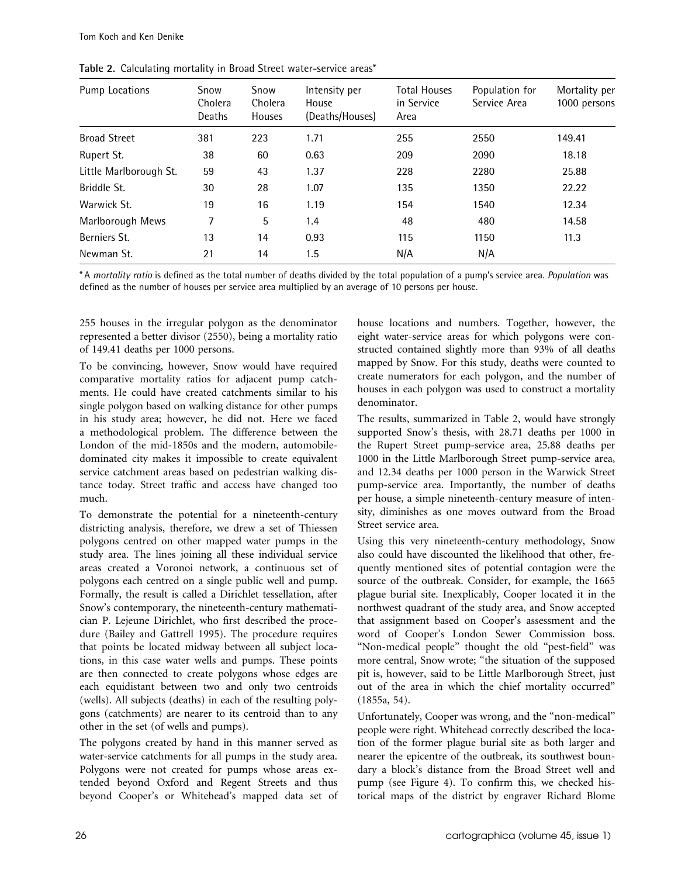**Table 2.** Calculating mortality in Broad Street water-service areas*

| Pump Locations | Snow Cholera Deaths | Snow Cholera Houses | Intensity per House (Deaths/Houses) | Total Houses in Service Area | Population for Service Area | Mortality per 1000 persons |
|---|---|---|---|---|---|---|
| Broad Street | 381 | 223 | 1.71 | 255 | 2550 | 149.41 |
| Rupert St. | 38 | 60 | 0.63 | 209 | 2090 | 18.18 |
| Little Marlborough St. | 59 | 43 | 1.37 | 228 | 2280 | 25.88 |
| Briddle St. | 30 | 28 | 1.07 | 135 | 1350 | 22.22 |
| Warwick St. | 19 | 16 | 1.19 | 154 | 1540 | 12.34 |
| Marlborough Mews | 7 | 5 | 1.4 | 48 | 480 | 14.58 |
| Berniers St. | 13 | 14 | 0.93 | 115 | 1150 | 11.3 |
| Newman St. | 21 | 14 | 1.5 | N/A | N/A | |

*A *mortality ratio* is defined as the total number of deaths divided by the total population of a pump's service area. *Population* was defined as the number of houses per service area multiplied by an average of 10 persons per house.

255 houses in the irregular polygon as the denominator represented a better divisor (2550), being a mortality ratio of 149.41 deaths per 1000 persons.

To be convincing, however, Snow would have required comparative mortality ratios for adjacent pump catchments. He could have created catchments similar to his single polygon based on walking distance for other pumps in his study area; however, he did not. Here we faced a methodological problem. The difference between the London of the mid-1850s and the modern, automobile-dominated city makes it impossible to create equivalent service catchment areas based on pedestrian walking distance today. Street traffic and access have changed too much.

To demonstrate the potential for a nineteenth-century districting analysis, therefore, we drew a set of Thiessen polygons centred on other mapped water pumps in the study area. The lines joining all these individual service areas created a Voronoi network, a continuous set of polygons each centred on a single public well and pump. Formally, the result is called a Dirichlet tessellation, after Snow's contemporary, the nineteenth-century mathematician P. Lejeune Dirichlet, who first described the procedure (Bailey and Gattrell 1995). The procedure requires that points be located midway between all subject locations, in this case water wells and pumps. These points are then connected to create polygons whose edges are each equidistant between two and only two centroids (wells). All subjects (deaths) in each of the resulting polygons (catchments) are nearer to its centroid than to any other in the set (of wells and pumps).

The polygons created by hand in this manner served as water-service catchments for all pumps in the study area. Polygons were not created for pumps whose areas extended beyond Oxford and Regent Streets and thus beyond Cooper's or Whitehead's mapped data set of house locations and numbers. Together, however, the eight water-service areas for which polygons were constructed contained slightly more than 93% of all deaths mapped by Snow. For this study, deaths were counted to create numerators for each polygon, and the number of houses in each polygon was used to construct a mortality denominator.

The results, summarized in Table 2, would have strongly supported Snow's thesis, with 28.71 deaths per 1000 in the Rupert Street pump-service area, 25.88 deaths per 1000 in the Little Marlborough Street pump-service area, and 12.34 deaths per 1000 person in the Warwick Street pump-service area. Importantly, the number of deaths per house, a simple nineteenth-century measure of intensity, diminishes as one moves outward from the Broad Street service area.

Using this very nineteenth-century methodology, Snow also could have discounted the likelihood that other, frequently mentioned sites of potential contagion were the source of the outbreak. Consider, for example, the 1665 plague burial site. Inexplicably, Cooper located it in the northwest quadrant of the study area, and Snow accepted that assignment based on Cooper's assessment and the word of Cooper's London Sewer Commission boss. "Non-medical people" thought the old "pest-field" was more central, Snow wrote; "the situation of the supposed pit is, however, said to be Little Marlborough Street, just out of the area in which the chief mortality occurred" (1855a, 54).

Unfortunately, Cooper was wrong, and the "non-medical" people were right. Whitehead correctly described the location of the former plague burial site as both larger and nearer the epicentre of the outbreak, its southwest boundary a block's distance from the Broad Street well and pump (see Figure 4). To confirm this, we checked historical maps of the district by engraver Richard Blome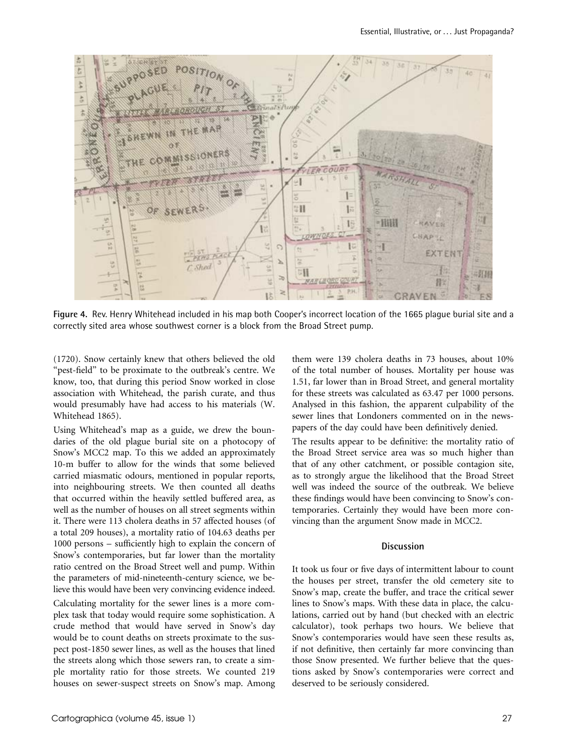Figure 4. Rev. Henry Whitehead included in his map both Cooper's incorrect location of the 1665 plague burial site and a correctly sited area whose southwest corner is a block from the Broad Street pump.

(1720). Snow certainly knew that others believed the old "pest-field" to be proximate to the outbreak's centre. We know, too, that during this period Snow worked in close association with Whitehead, the parish curate, and thus would presumably have had access to his materials (W. Whitehead 1865).

Using Whitehead's map as a guide, we drew the boundaries of the old plague burial site on a photocopy of Snow's MCC2 map. To this we added an approximately 10-m buffer to allow for the winds that some believed carried miasmatic odours, mentioned in popular reports, into neighbouring streets. We then counted all deaths that occurred within the heavily settled buffered area, as well as the number of houses on all street segments within it. There were 113 cholera deaths in 57 affected houses (of a total 209 houses), a mortality ratio of 104.63 deaths per 1000 persons – sufficiently high to explain the concern of Snow's contemporaries, but far lower than the mortality ratio centred on the Broad Street well and pump. Within the parameters of mid-nineteenth-century science, we believe this would have been very convincing evidence indeed.

Calculating mortality for the sewer lines is a more complex task that today would require some sophistication. A crude method that would have served in Snow's day would be to count deaths on streets proximate to the suspect post-1850 sewer lines, as well as the houses that lined the streets along which those sewers ran, to create a simple mortality ratio for those streets. We counted 219 houses on sewer-suspect streets on Snow's map. Among them were 139 cholera deaths in 73 houses, about 10% of the total number of houses. Mortality per house was 1.51, far lower than in Broad Street, and general mortality for these streets was calculated as 63.47 per 1000 persons. Analysed in this fashion, the apparent culpability of the sewer lines that Londoners commented on in the newspapers of the day could have been definitively denied.

The results appear to be definitive: the mortality ratio of the Broad Street service area was so much higher than that of any other catchment, or possible contagion site, as to strongly argue the likelihood that the Broad Street well was indeed the source of the outbreak. We believe these findings would have been convincing to Snow's contemporaries. Certainly they would have been more convincing than the argument Snow made in MCC2.

## Discussion

It took us four or five days of intermittent labour to count the houses per street, transfer the old cemetery site to Snow's map, create the buffer, and trace the critical sewer lines to Snow's maps. With these data in place, the calculations, carried out by hand (but checked with an electric calculator), took perhaps two hours. We believe that Snow's contemporaries would have seen these results as, if not definitive, then certainly far more convincing than those Snow presented. We further believe that the questions asked by Snow's contemporaries were correct and deserved to be seriously considered.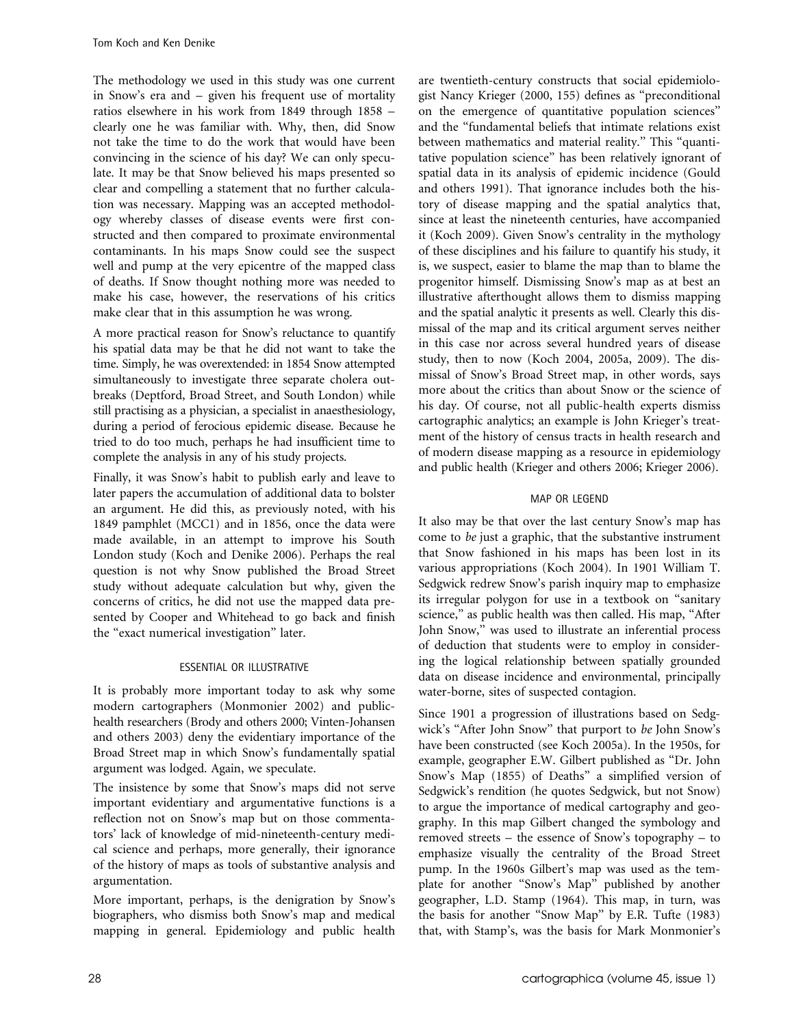The methodology we used in this study was one current in Snow's era and – given his frequent use of mortality ratios elsewhere in his work from 1849 through 1858 – clearly one he was familiar with. Why, then, did Snow not take the time to do the work that would have been convincing in the science of his day? We can only speculate. It may be that Snow believed his maps presented so clear and compelling a statement that no further calculation was necessary. Mapping was an accepted methodology whereby classes of disease events were first constructed and then compared to proximate environmental contaminants. In his maps Snow could see the suspect well and pump at the very epicentre of the mapped class of deaths. If Snow thought nothing more was needed to make his case, however, the reservations of his critics make clear that in this assumption he was wrong.

A more practical reason for Snow's reluctance to quantify his spatial data may be that he did not want to take the time. Simply, he was overextended: in 1854 Snow attempted simultaneously to investigate three separate cholera outbreaks (Deptford, Broad Street, and South London) while still practising as a physician, a specialist in anaesthesiology, during a period of ferocious epidemic disease. Because he tried to do too much, perhaps he had insufficient time to complete the analysis in any of his study projects.

Finally, it was Snow's habit to publish early and leave to later papers the accumulation of additional data to bolster an argument. He did this, as previously noted, with his 1849 pamphlet (MCC1) and in 1856, once the data were made available, in an attempt to improve his South London study (Koch and Denike 2006). Perhaps the real question is not why Snow published the Broad Street study without adequate calculation but why, given the concerns of critics, he did not use the mapped data presented by Cooper and Whitehead to go back and finish the "exact numerical investigation" later.

## ESSENTIAL OR ILLUSTRATIVE

It is probably more important today to ask why some modern cartographers (Monmonier 2002) and public-health researchers (Brody and others 2000; Vinten-Johansen and others 2003) deny the evidentiary importance of the Broad Street map in which Snow's fundamentally spatial argument was lodged. Again, we speculate.

The insistence by some that Snow's maps did not serve important evidentiary and argumentative functions is a reflection not on Snow's map but on those commentators' lack of knowledge of mid-nineteenth-century medical science and perhaps, more generally, their ignorance of the history of maps as tools of substantive analysis and argumentation.

More important, perhaps, is the denigration by Snow's biographers, who dismiss both Snow's map and medical mapping in general. Epidemiology and public health are twentieth-century constructs that social epidemiologist Nancy Krieger (2000, 155) defines as "preconditional on the emergence of quantitative population sciences" and the "fundamental beliefs that intimate relations exist between mathematics and material reality." This "quantitative population science" has been relatively ignorant of spatial data in its analysis of epidemic incidence (Gould and others 1991). That ignorance includes both the history of disease mapping and the spatial analytics that, since at least the nineteenth centuries, have accompanied it (Koch 2009). Given Snow's centrality in the mythology of these disciplines and his failure to quantify his study, it is, we suspect, easier to blame the map than to blame the progenitor himself. Dismissing Snow's map as at best an illustrative afterthought allows them to dismiss mapping and the spatial analytic it presents as well. Clearly this dismissal of the map and its critical argument serves neither in this case nor across several hundred years of disease study, then to now (Koch 2004, 2005a, 2009). The dismissal of Snow's Broad Street map, in other words, says more about the critics than about Snow or the science of his day. Of course, not all public-health experts dismiss cartographic analytics; an example is John Krieger's treatment of the history of census tracts in health research and of modern disease mapping as a resource in epidemiology and public health (Krieger and others 2006; Krieger 2006).

## MAP OR LEGEND

It also may be that over the last century Snow's map has come to *be* just a graphic, that the substantive instrument that Snow fashioned in his maps has been lost in its various appropriations (Koch 2004). In 1901 William T. Sedgwick redrew Snow's parish inquiry map to emphasize its irregular polygon for use in a textbook on "sanitary science," as public health was then called. His map, "After John Snow," was used to illustrate an inferential process of deduction that students were to employ in considering the logical relationship between spatially grounded data on disease incidence and environmental, principally water-borne, sites of suspected contagion.

Since 1901 a progression of illustrations based on Sedgwick's "After John Snow" that purport to *be* John Snow's have been constructed (see Koch 2005a). In the 1950s, for example, geographer E.W. Gilbert published as "Dr. John Snow's Map (1855) of Deaths" a simplified version of Sedgwick's rendition (he quotes Sedgwick, but not Snow) to argue the importance of medical cartography and geography. In this map Gilbert changed the symbology and removed streets – the essence of Snow's topography – to emphasize visually the centrality of the Broad Street pump. In the 1960s Gilbert's map was used as the template for another "Snow's Map" published by another geographer, L.D. Stamp (1964). This map, in turn, was the basis for another "Snow Map" by E.R. Tufte (1983) that, with Stamp's, was the basis for Mark Monmonier's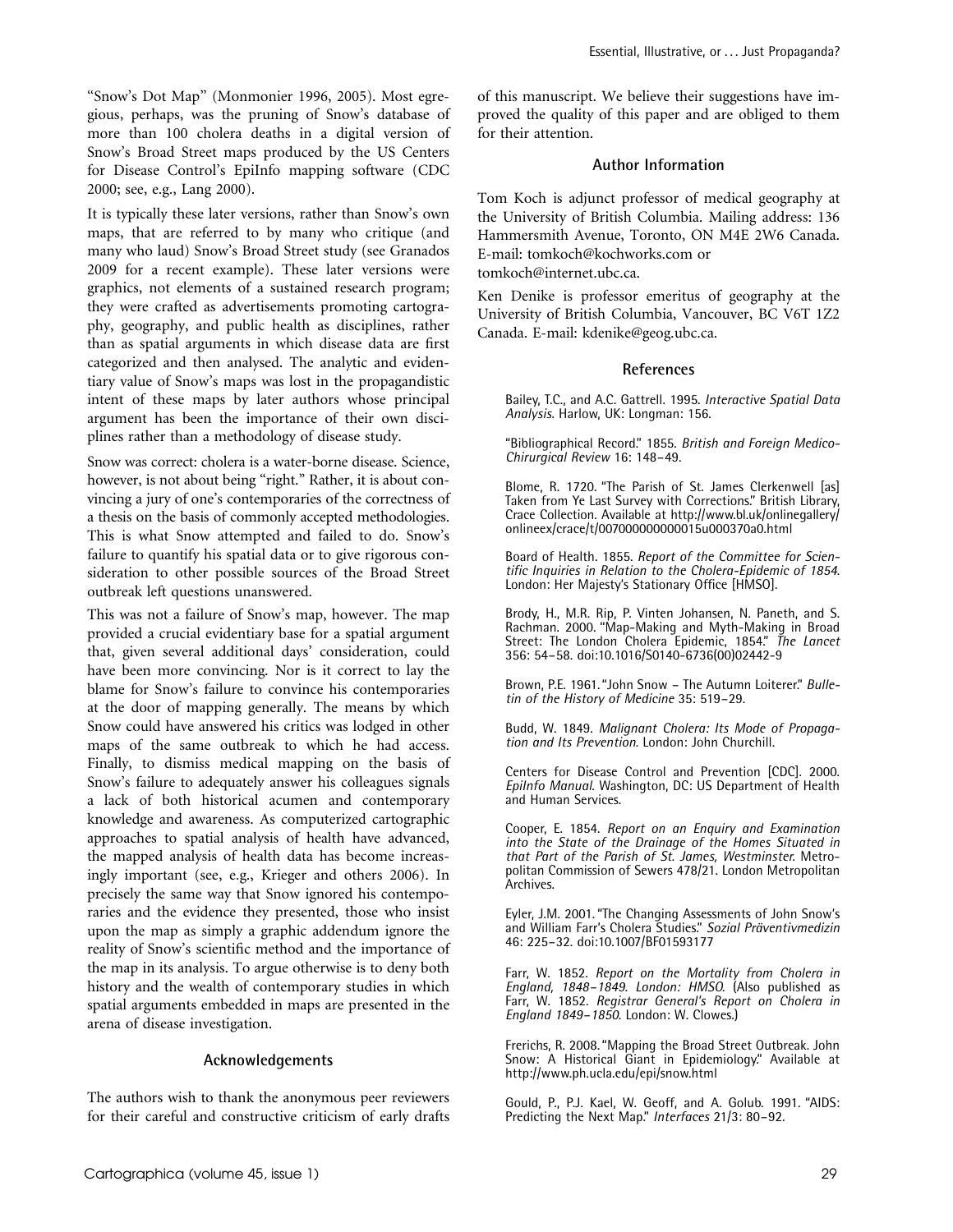"Snow's Dot Map" (Monmonier 1996, 2005). Most egregious, perhaps, was the pruning of Snow's database of more than 100 cholera deaths in a digital version of Snow's Broad Street maps produced by the US Centers for Disease Control's EpiInfo mapping software (CDC 2000; see, e.g., Lang 2000).

It is typically these later versions, rather than Snow's own maps, that are referred to by many who critique (and many who laud) Snow's Broad Street study (see Granados 2009 for a recent example). These later versions were graphics, not elements of a sustained research program; they were crafted as advertisements promoting cartography, geography, and public health as disciplines, rather than as spatial arguments in which disease data are first categorized and then analysed. The analytic and evidentiary value of Snow's maps was lost in the propagandistic intent of these maps by later authors whose principal argument has been the importance of their own disciplines rather than a methodology of disease study.

Snow was correct: cholera is a water-borne disease. Science, however, is not about being "right." Rather, it is about convincing a jury of one's contemporaries of the correctness of a thesis on the basis of commonly accepted methodologies. This is what Snow attempted and failed to do. Snow's failure to quantify his spatial data or to give rigorous consideration to other possible sources of the Broad Street outbreak left questions unanswered.

This was not a failure of Snow's map, however. The map provided a crucial evidentiary base for a spatial argument that, given several additional days' consideration, could have been more convincing. Nor is it correct to lay the blame for Snow's failure to convince his contemporaries at the door of mapping generally. The means by which Snow could have answered his critics was lodged in other maps of the same outbreak to which he had access. Finally, to dismiss medical mapping on the basis of Snow's failure to adequately answer his colleagues signals a lack of both historical acumen and contemporary knowledge and awareness. As computerized cartographic approaches to spatial analysis of health have advanced, the mapped analysis of health data has become increasingly important (see, e.g., Krieger and others 2006). In precisely the same way that Snow ignored his contemporaries and the evidence they presented, those who insist upon the map as simply a graphic addendum ignore the reality of Snow's scientific method and the importance of the map in its analysis. To argue otherwise is to deny both history and the wealth of contemporary studies in which spatial arguments embedded in maps are presented in the arena of disease investigation.

## Acknowledgements

The authors wish to thank the anonymous peer reviewers for their careful and constructive criticism of early drafts of this manuscript. We believe their suggestions have improved the quality of this paper and are obliged to them for their attention.

## Author Information

Tom Koch is adjunct professor of medical geography at the University of British Columbia. Mailing address: 136 Hammersmith Avenue, Toronto, ON M4E 2W6 Canada. E-mail: tomkoch@kochworks.com or tomkoch@internet.ubc.ca.

Ken Denike is professor emeritus of geography at the University of British Columbia, Vancouver, BC V6T 1Z2 Canada. E-mail: kdenike@geog.ubc.ca.

## References

Bailey, T.C., and A.C. Gattrell. 1995. *Interactive Spatial Data Analysis*. Harlow, UK: Longman: 156.

"Bibliographical Record." 1855. *British and Foreign Medico-Chirurgical Review* 16: 148–49.

Blome, R. 1720. "The Parish of St. James Clerkenwell [as] Taken from Ye Last Survey with Corrections." British Library, Crace Collection. Available at http://www.bl.uk/onlinegallery/onlineex/crace/t/007000000000015u000370a0.html

Board of Health. 1855. *Report of the Committee for Scientific Inquiries in Relation to the Cholera-Epidemic of 1854*. London: Her Majesty's Stationary Office [HMSO].

Brody, H., M.R. Rip, P. Vinten Johansen, N. Paneth, and S. Rachman. 2000. "Map-Making and Myth-Making in Broad Street: The London Cholera Epidemic, 1854." *The Lancet* 356: 54–58. doi:10.1016/S0140-6736(00)02442-9

Brown, P.E. 1961. "John Snow – The Autumn Loiterer." *Bulletin of the History of Medicine* 35: 519–29.

Budd, W. 1849. *Malignant Cholera: Its Mode of Propagation and Its Prevention*. London: John Churchill.

Centers for Disease Control and Prevention [CDC]. 2000. *EpiInfo Manual*. Washington, DC: US Department of Health and Human Services.

Cooper, E. 1854. *Report on an Enquiry and Examination into the State of the Drainage of the Homes Situated in that Part of the Parish of St. James, Westminster*. Metropolitan Commission of Sewers 478/21. London Metropolitan Archives.

Eyler, J.M. 2001. "The Changing Assessments of John Snow's and William Farr's Cholera Studies." *Sozial Präventivmedizin* 46: 225–32. doi:10.1007/BF01593177

Farr, W. 1852. *Report on the Mortality from Cholera in England, 1848–1849. London: HMSO.* (Also published as Farr, W. 1852. *Registrar General's Report on Cholera in England 1849–1850*. London: W. Clowes.)

Frerichs, R. 2008. "Mapping the Broad Street Outbreak. John Snow: A Historical Giant in Epidemiology." Available at http://www.ph.ucla.edu/epi/snow.html

Gould, P., P.J. Kael, W. Geoff, and A. Golub. 1991. "AIDS: Predicting the Next Map." *Interfaces* 21/3: 80–92.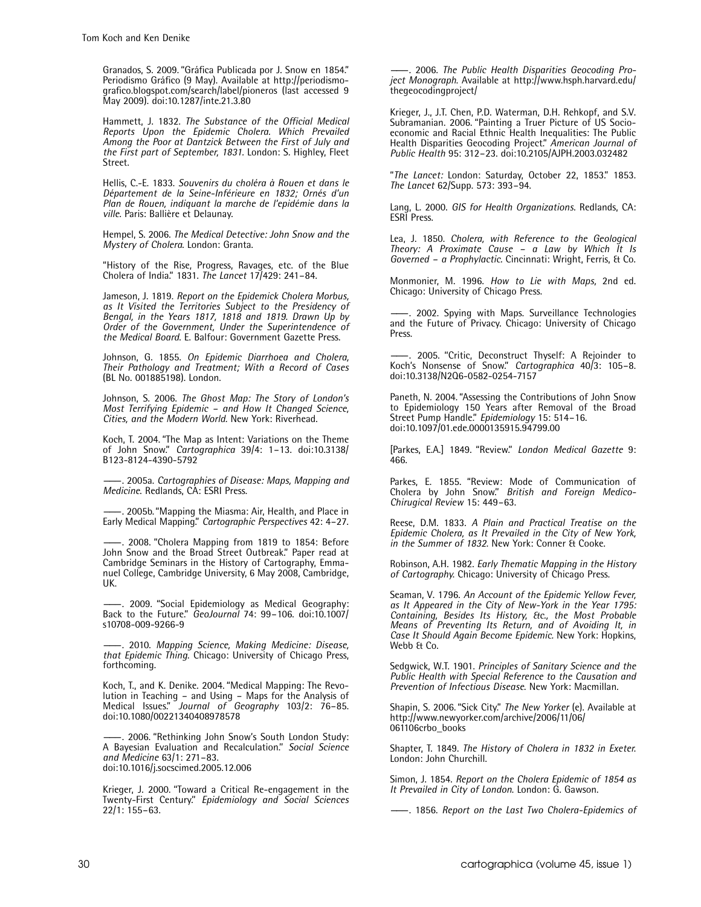Granados, S. 2009. "Gráfica Publicada por J. Snow en 1854." Periodismo Gráfico (9 May). Available at http://periodismo-grafico.blogspot.com/search/label/pioneros (last accessed 9 May 2009). doi:10.1287/inte.21.3.80

Hammett, J. 1832. *The Substance of the Official Medical Reports Upon the Epidemic Cholera. Which Prevailed Among the Poor at Dantzick Between the First of July and the First part of September, 1831*. London: S. Highley, Fleet Street.

Hellis, C.-E. 1833. *Souvenirs du choléra à Rouen et dans le Département de la Seine-Inférieure en 1832; Ornés d'un Plan de Rouen, indiquant la marche de l'epidémie dans la ville*. Paris: Ballière et Delaunay.

Hempel, S. 2006. *The Medical Detective: John Snow and the Mystery of Cholera*. London: Granta.

"History of the Rise, Progress, Ravages, etc. of the Blue Cholera of India." 1831. *The Lancet* 17/429: 241–84.

Jameson, J. 1819. *Report on the Epidemick Cholera Morbus, as It Visited the Territories Subject to the Presidency of Bengal, in the Years 1817, 1818 and 1819. Drawn Up by Order of the Government, Under the Superintendence of the Medical Board*. E. Balfour: Government Gazette Press.

Johnson, G. 1855. *On Epidemic Diarrhoea and Cholera, Their Pathology and Treatment; With a Record of Cases* (BL No. 001885198). London.

Johnson, S. 2006. *The Ghost Map: The Story of London's Most Terrifying Epidemic – and How It Changed Science, Cities, and the Modern World*. New York: Riverhead.

Koch, T. 2004. "The Map as Intent: Variations on the Theme of John Snow." *Cartographica* 39/4: 1–13. doi:10.3138/B123-8124-4390-5792

——. 2005a. *Cartographies of Disease: Maps, Mapping and Medicine*. Redlands, CA: ESRI Press.

——. 2005b. "Mapping the Miasma: Air, Health, and Place in Early Medical Mapping." *Cartographic Perspectives* 42: 4–27.

——. 2008. "Cholera Mapping from 1819 to 1854: Before John Snow and the Broad Street Outbreak." Paper read at Cambridge Seminars in the History of Cartography, Emmanuel College, Cambridge University, 6 May 2008, Cambridge, UK.

——. 2009. "Social Epidemiology as Medical Geography: Back to the Future." *GeoJournal* 74: 99–106. doi:10.1007/s10708-009-9266-9

——. 2010. *Mapping Science, Making Medicine: Disease, that Epidemic Thing*. Chicago: University of Chicago Press, forthcoming.

Koch, T., and K. Denike. 2004. "Medical Mapping: The Revolution in Teaching – and Using – Maps for the Analysis of Medical Issues." *Journal of Geography* 103/2: 76–85. doi:10.1080/00221340408978578

——. 2006. "Rethinking John Snow's South London Study: A Bayesian Evaluation and Recalculation." *Social Science and Medicine* 63/1: 271–83. doi:10.1016/j.socscimed.2005.12.006

Krieger, J. 2000. "Toward a Critical Re-engagement in the Twenty-First Century." *Epidemiology and Social Sciences* 22/1: 155–63.

——. 2006. *The Public Health Disparities Geocoding Project Monograph*. Available at http://www.hsph.harvard.edu/thegeocodingproject/

Krieger, J., J.T. Chen, P.D. Waterman, D.H. Rehkopf, and S.V. Subramanian. 2006. "Painting a Truer Picture of US Socioeconomic and Racial Ethnic Health Inequalities: The Public Health Disparities Geocoding Project." *American Journal of Public Health* 95: 312–23. doi:10.2105/AJPH.2003.032482

"*The Lancet:* London: Saturday, October 22, 1853." 1853. *The Lancet* 62/Supp. 573: 393–94.

Lang, L. 2000. *GIS for Health Organizations*. Redlands, CA: ESRI Press.

Lea, J. 1850. *Cholera, with Reference to the Geological Theory: A Proximate Cause – a Law by Which It Is Governed – a Prophylactic*. Cincinnati: Wright, Ferris, & Co.

Monmonier, M. 1996. *How to Lie with Maps*, 2nd ed. Chicago: University of Chicago Press.

——. 2002. Spying with Maps. Surveillance Technologies and the Future of Privacy. Chicago: University of Chicago Press.

——. 2005. "Critic, Deconstruct Thyself: A Rejoinder to Koch's Nonsense of Snow." *Cartographica* 40/3: 105–8. doi:10.3138/N2Q6-0582-0254-7157

Paneth, N. 2004. "Assessing the Contributions of John Snow to Epidemiology 150 Years after Removal of the Broad Street Pump Handle." *Epidemiology* 15: 514–16. doi:10.1097/01.ede.0000135915.94799.00

[Parkes, E.A.] 1849. "Review." *London Medical Gazette* 9: 466.

Parkes, E. 1855. "Review: Mode of Communication of Cholera by John Snow." *British and Foreign Medico-Chirugical Review* 15: 449–63.

Reese, D.M. 1833. *A Plain and Practical Treatise on the Epidemic Cholera, as It Prevailed in the City of New York, in the Summer of 1832*. New York: Conner & Cooke.

Robinson, A.H. 1982. *Early Thematic Mapping in the History of Cartography*. Chicago: University of Chicago Press.

Seaman, V. 1796. *An Account of the Epidemic Yellow Fever, as It Appeared in the City of New-York in the Year 1795: Containing, Besides Its History, &c., the Most Probable Means of Preventing Its Return, and of Avoiding It, in Case It Should Again Become Epidemic*. New York: Hopkins, Webb & Co.

Sedgwick, W.T. 1901. *Principles of Sanitary Science and the Public Health with Special Reference to the Causation and Prevention of Infectious Disease*. New York: Macmillan.

Shapin, S. 2006. "Sick City." *The New Yorker* (e). Available at http://www.newyorker.com/archive/2006/11/06/061106crbo_books

Shapter, T. 1849. *The History of Cholera in 1832 in Exeter*. London: John Churchill.

Simon, J. 1854. *Report on the Cholera Epidemic of 1854 as It Prevailed in City of London*. London: G. Gawson.

——. 1856. *Report on the Last Two Cholera-Epidemics of*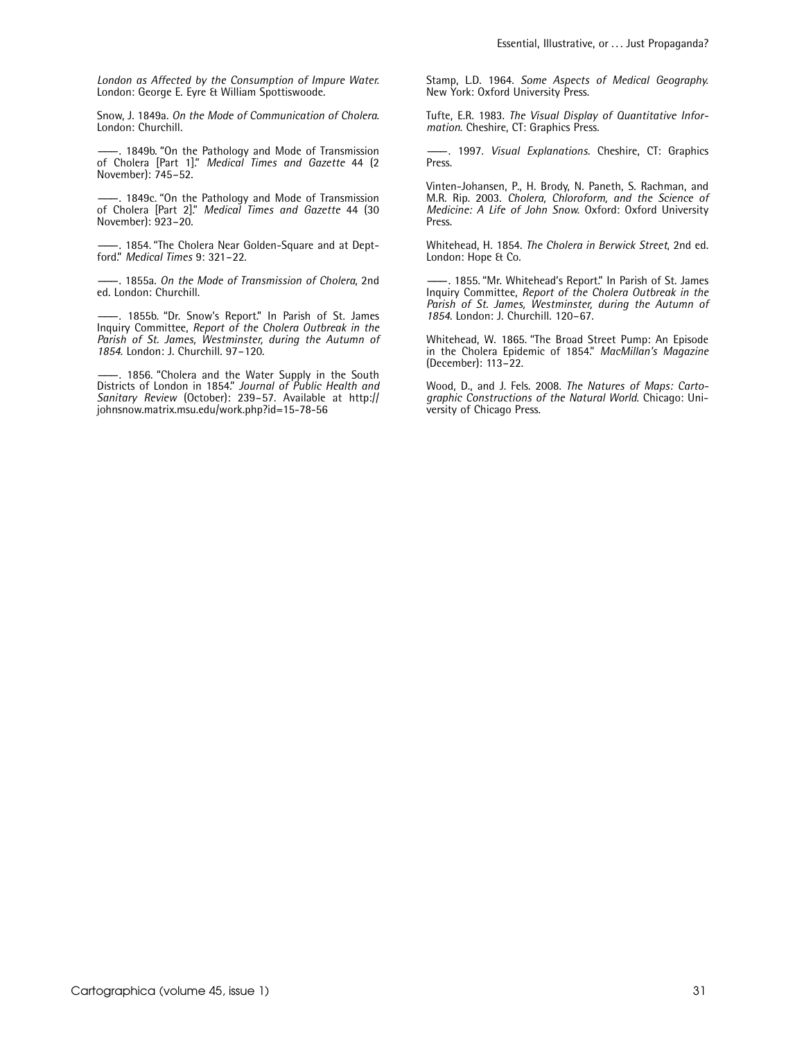*London as Affected by the Consumption of Impure Water.* London: George E. Eyre & William Spottiswoode.

Snow, J. 1849a. *On the Mode of Communication of Cholera.* London: Churchill.

——. 1849b. "On the Pathology and Mode of Transmission of Cholera [Part 1]." *Medical Times and Gazette* 44 (2 November): 745–52.

——. 1849c. "On the Pathology and Mode of Transmission of Cholera [Part 2]." *Medical Times and Gazette* 44 (30 November): 923–20.

——. 1854. "The Cholera Near Golden-Square and at Deptford." *Medical Times* 9: 321–22.

——. 1855a. *On the Mode of Transmission of Cholera*, 2nd ed. London: Churchill.

——. 1855b. "Dr. Snow's Report." In Parish of St. James Inquiry Committee, *Report of the Cholera Outbreak in the Parish of St. James, Westminster, during the Autumn of 1854*. London: J. Churchill. 97–120.

——. 1856. "Cholera and the Water Supply in the South Districts of London in 1854." *Journal of Public Health and Sanitary Review* (October): 239–57. Available at http://johnsnow.matrix.msu.edu/work.php?id=15-78-56

Stamp, L.D. 1964. *Some Aspects of Medical Geography.* New York: Oxford University Press.

Tufte, E.R. 1983. *The Visual Display of Quantitative Information.* Cheshire, CT: Graphics Press.

——. 1997. *Visual Explanations.* Cheshire, CT: Graphics Press.

Vinten-Johansen, P., H. Brody, N. Paneth, S. Rachman, and M.R. Rip. 2003. *Cholera, Chloroform, and the Science of Medicine: A Life of John Snow.* Oxford: Oxford University Press.

Whitehead, H. 1854. *The Cholera in Berwick Street*, 2nd ed. London: Hope & Co.

——. 1855. "Mr. Whitehead's Report." In Parish of St. James Inquiry Committee, *Report of the Cholera Outbreak in the Parish of St. James, Westminster, during the Autumn of 1854*. London: J. Churchill. 120–67.

Whitehead, W. 1865. "The Broad Street Pump: An Episode in the Cholera Epidemic of 1854." *MacMillan's Magazine* (December): 113–22.

Wood, D., and J. Fels. 2008. *The Natures of Maps: Cartographic Constructions of the Natural World.* Chicago: University of Chicago Press.